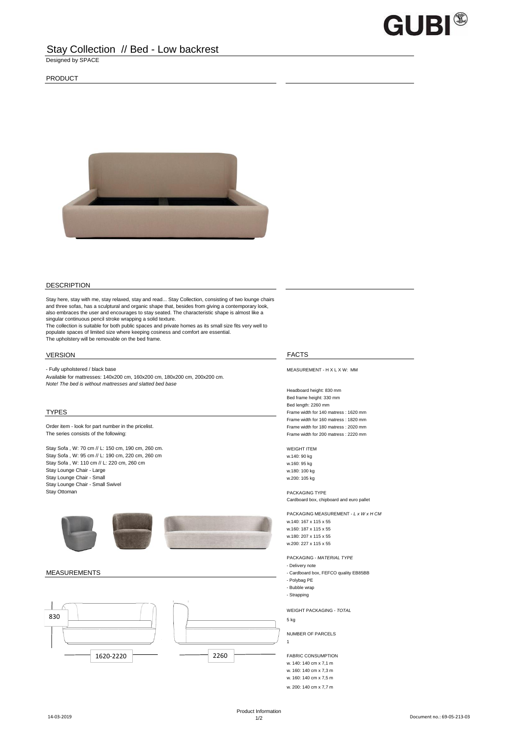GUBI®

# Stay Collection // Bed - Low backrest

Designed by SPACE

## PRODUCT

## DESCRIPTION

Stay here, stay with me, stay relaxed, stay and read... Stay Collection, consisting of two lounge chairs and three sofas, has a sculptural and organic shape that, besides from giving a contemporary look, also embraces the user and encourages to stay seated. The characteristic shape is almost like a singular continuous pencil stroke wrapping a solid texture.
The collection is suitable for both public spaces and private homes as its small size fits very well to populate spaces of limited size where keeping cosiness and comfort are essential.
The upholstery will be removable on the bed frame.

## VERSION

- Fully upholstered / black base

Available for mattresses: 140x200 cm, 160x200 cm, 180x200 cm, 200x200 cm.
*Note! The bed is without mattresses and slatted bed base*

## TYPES

Order item - look for part number in the pricelist.
The series consists of the following:

Stay Sofa , W: 70 cm // L: 150 cm, 190 cm, 260 cm.
Stay Sofa , W: 95 cm // L: 190 cm, 220 cm, 260 cm
Stay Sofa , W: 110 cm // L: 220 cm, 260 cm
Stay Lounge Chair - Large
Stay Lounge Chair - Small
Stay Lounge Chair - Small Swivel
Stay Ottoman

## MEASUREMENTS

830

1620-2220

2260

## FACTS

MEASUREMENT - H X L X W: MM

Headboard height: 830 mm
Bed frame height: 330 mm
Bed length: 2260 mm
Frame width for 140 matress : 1620 mm
Frame width for 160 matress : 1820 mm
Frame width for 180 matress : 2020 mm
Frame width for 200 matress : 2220 mm

WEIGHT ITEM
w.140: 90 kg
w.160: 95 kg
w.180: 100 kg
w.200: 105 kg

PACKAGING TYPE
Cardboard box, chipboard and euro pallet

PACKAGING MEASUREMENT - *L x W x H CM*
w.140: 167 x 115 x 55
w.160: 187 x 115 x 55
w.180: 207 x 115 x 55
w.200: 227 x 115 x 55

PACKAGING - *MATERIAL TYPE*
- Delivery note
- Cardboard box, FEFCO quality EB85BB
- Polybag PE
- Bubble wrap
- Strapping

WEIGHT PACKAGING - *TOTAL*
5 kg

NUMBER OF PARCELS
1

FABRIC CONSUMPTION
w. 140: 140 cm x 7,1 m
w. 160: 140 cm x 7,3 m
w. 160: 140 cm x 7,5 m
w. 200: 140 cm x 7,7 m

14-03-2019

Product Information

Document no.: 69-05-213-03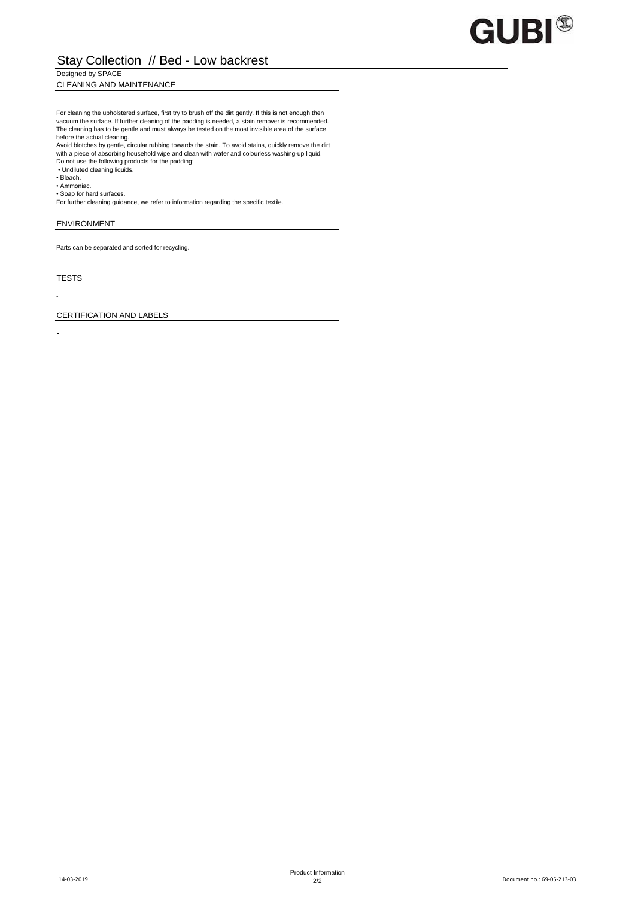# Stay Collection // Bed - Low backrest

Designed by SPACE

## CLEANING AND MAINTENANCE

For cleaning the upholstered surface, first try to brush off the dirt gently. If this is not enough then vacuum the surface. If further cleaning of the padding is needed, a stain remover is recommended. The cleaning has to be gentle and must always be tested on the most invisible area of the surface before the actual cleaning.

Avoid blotches by gentle, circular rubbing towards the stain. To avoid stains, quickly remove the dirt with a piece of absorbing household wipe and clean with water and colourless washing-up liquid.

Do not use the following products for the padding:

- Undiluted cleaning liquids.
- Bleach.
- Ammoniac.
- Soap for hard surfaces.

For further cleaning guidance, we refer to information regarding the specific textile.

## ENVIRONMENT

Parts can be separated and sorted for recycling.

## TESTS

-

## CERTIFICATION AND LABELS

-